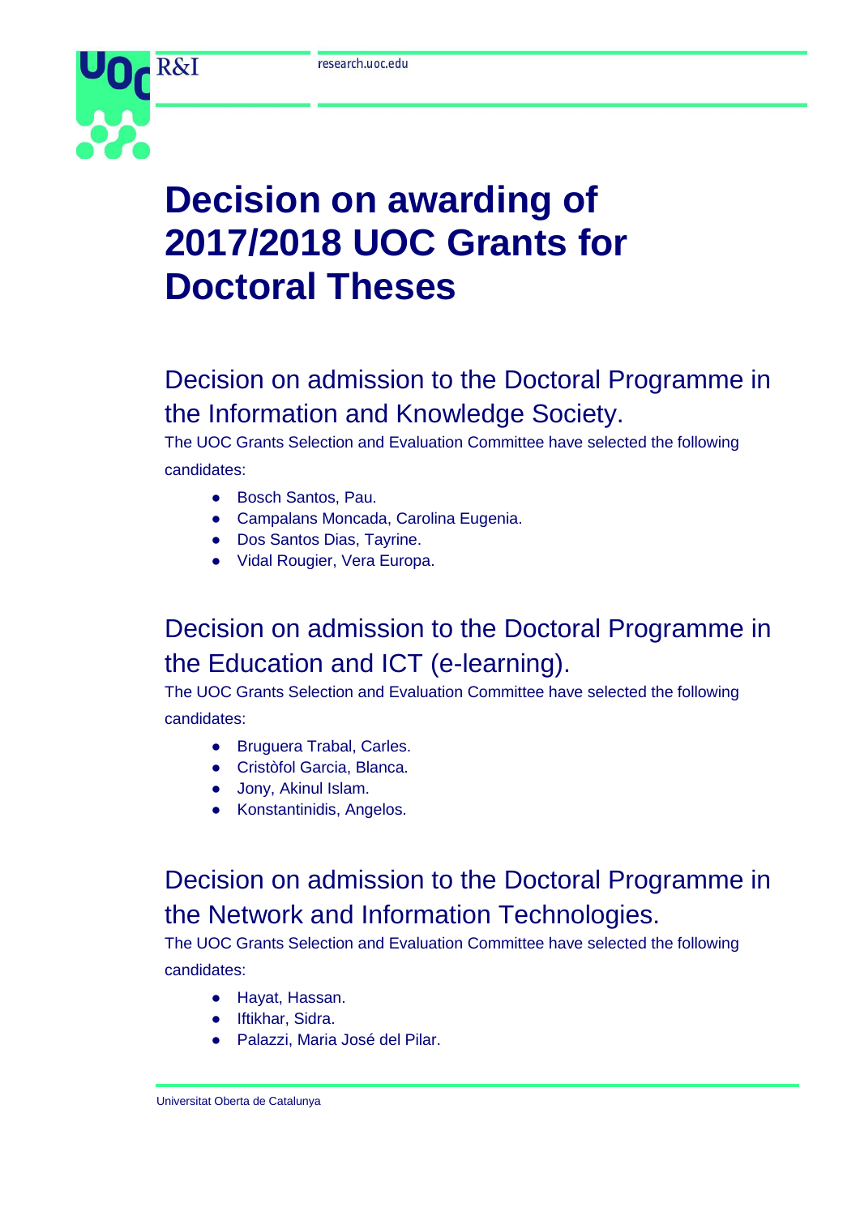# Decision on awarding of 2017/2018 UOC Grants for Doctoral Theses

## Decision on admission to the Doctoral Programme in the Information and Knowledge Society.

The UOC Grants Selection and Evaluation Committee have selected the following candidates:

- Bosch Santos, Pau.
- Campalans Moncada, Carolina Eugenia.
- Dos Santos Dias, Tayrine.
- Vidal Rougier, Vera Europa.

## Decision on admission to the Doctoral Programme in the Education and ICT (e-learning).

The UOC Grants Selection and Evaluation Committee have selected the following candidates:

- Bruguera Trabal, Carles.
- Cristòfol Garcia, Blanca.
- Jony, Akinul Islam.
- Konstantinidis, Angelos.

## Decision on admission to the Doctoral Programme in the Network and Information Technologies.

The UOC Grants Selection and Evaluation Committee have selected the following candidates:

- Hayat, Hassan.
- Iftikhar, Sidra.
- Palazzi, Maria José del Pilar.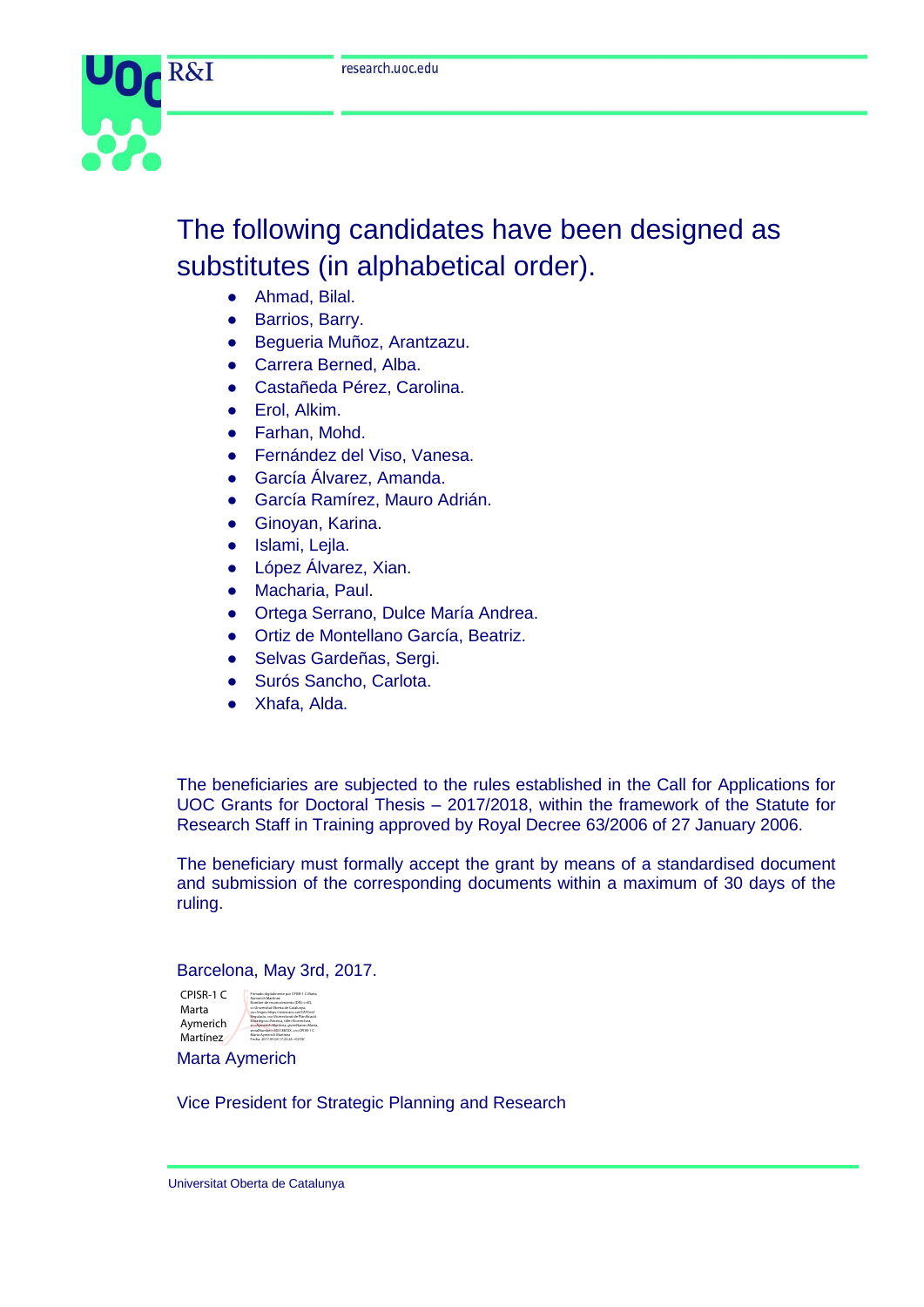# The following candidates have been designed as substitutes (in alphabetical order).

- Ahmad, Bilal.
- Barrios, Barry.
- Begueria Muñoz, Arantzazu.
- Carrera Berned, Alba.
- Castañeda Pérez, Carolina.
- Erol, Alkim.
- Farhan, Mohd.
- Fernández del Viso, Vanesa.
- García Álvarez, Amanda.
- García Ramírez, Mauro Adrián.
- Ginoyan, Karina.
- Islami, Lejla.
- López Álvarez, Xian.
- Macharia, Paul.
- Ortega Serrano, Dulce María Andrea.
- Ortiz de Montellano García, Beatriz.
- Selvas Gardeñas, Sergi.
- Surós Sancho, Carlota.
- Xhafa, Alda.

The beneficiaries are subjected to the rules established in the Call for Applications for UOC Grants for Doctoral Thesis – 2017/2018, within the framework of the Statute for Research Staff in Training approved by Royal Decree 63/2006 of 27 January 2006.

The beneficiary must formally accept the grant by means of a standardised document and submission of the corresponding documents within a maximum of 30 days of the ruling.

Barcelona, May 3rd, 2017.

CPISR-1 C Marta Aymerich Martínez

Marta Aymerich

Vice President for Strategic Planning and Research

Universitat Oberta de Catalunya